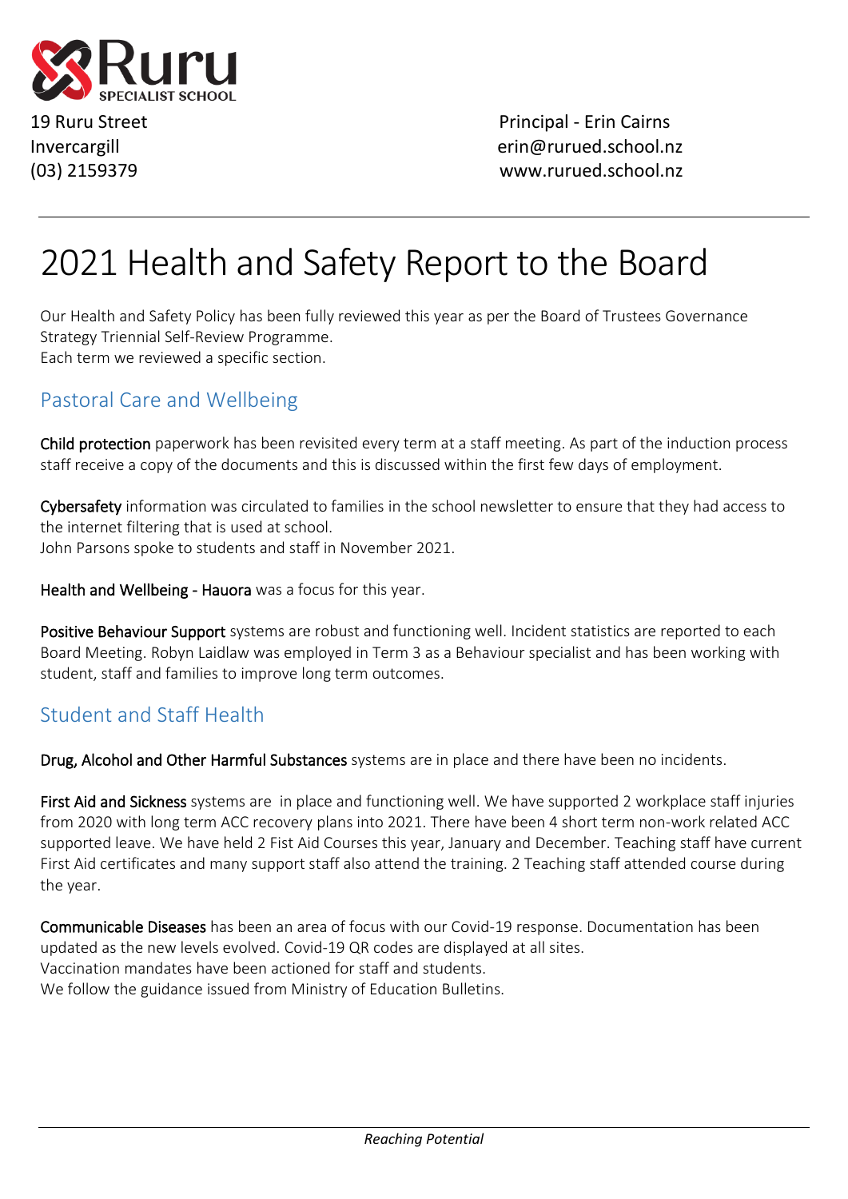Ruru
SPECIALIST SCHOOL

19 Ruru Street
Invercargill
(03) 2159379

Principal - Erin Cairns
erin@rurued.school.nz
www.rurued.school.nz

---

# 2021 Health and Safety Report to the Board

Our Health and Safety Policy has been fully reviewed this year as per the Board of Trustees Governance Strategy Triennial Self-Review Programme.
Each term we reviewed a specific section.

## Pastoral Care and Wellbeing

**Child protection** paperwork has been revisited every term at a staff meeting. As part of the induction process staff receive a copy of the documents and this is discussed within the first few days of employment.

**Cybersafety** information was circulated to families in the school newsletter to ensure that they had access to the internet filtering that is used at school.
John Parsons spoke to students and staff in November 2021.

**Health and Wellbeing - Hauora** was a focus for this year.

**Positive Behaviour Support** systems are robust and functioning well. Incident statistics are reported to each Board Meeting. Robyn Laidlaw was employed in Term 3 as a Behaviour specialist and has been working with student, staff and families to improve long term outcomes.

## Student and Staff Health

**Drug, Alcohol and Other Harmful Substances** systems are in place and there have been no incidents.

**First Aid and Sickness** systems are in place and functioning well. We have supported 2 workplace staff injuries from 2020 with long term ACC recovery plans into 2021. There have been 4 short term non-work related ACC supported leave. We have held 2 Fist Aid Courses this year, January and December. Teaching staff have current First Aid certificates and many support staff also attend the training. 2 Teaching staff attended course during the year.

**Communicable Diseases** has been an area of focus with our Covid-19 response. Documentation has been updated as the new levels evolved. Covid-19 QR codes are displayed at all sites.
Vaccination mandates have been actioned for staff and students.
We follow the guidance issued from Ministry of Education Bulletins.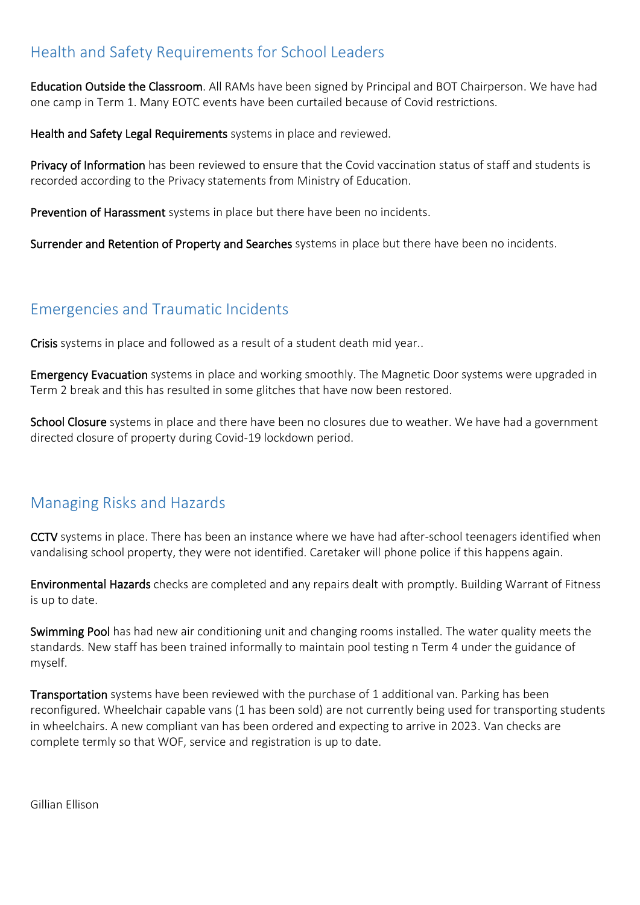## Health and Safety Requirements for School Leaders

**Education Outside the Classroom**. All RAMs have been signed by Principal and BOT Chairperson. We have had one camp in Term 1. Many EOTC events have been curtailed because of Covid restrictions.

**Health and Safety Legal Requirements** systems in place and reviewed.

**Privacy of Information** has been reviewed to ensure that the Covid vaccination status of staff and students is recorded according to the Privacy statements from Ministry of Education.

**Prevention of Harassment** systems in place but there have been no incidents.

**Surrender and Retention of Property and Searches** systems in place but there have been no incidents.

## Emergencies and Traumatic Incidents

**Crisis** systems in place and followed as a result of a student death mid year..

**Emergency Evacuation** systems in place and working smoothly. The Magnetic Door systems were upgraded in Term 2 break and this has resulted in some glitches that have now been restored.

**School Closure** systems in place and there have been no closures due to weather. We have had a government directed closure of property during Covid-19 lockdown period.

## Managing Risks and Hazards

**CCTV** systems in place. There has been an instance where we have had after-school teenagers identified when vandalising school property, they were not identified. Caretaker will phone police if this happens again.

**Environmental Hazards** checks are completed and any repairs dealt with promptly. Building Warrant of Fitness is up to date.

**Swimming Pool** has had new air conditioning unit and changing rooms installed. The water quality meets the standards. New staff has been trained informally to maintain pool testing n Term 4 under the guidance of myself.

**Transportation** systems have been reviewed with the purchase of 1 additional van. Parking has been reconfigured. Wheelchair capable vans (1 has been sold) are not currently being used for transporting students in wheelchairs. A new compliant van has been ordered and expecting to arrive in 2023. Van checks are complete termly so that WOF, service and registration is up to date.

Gillian Ellison